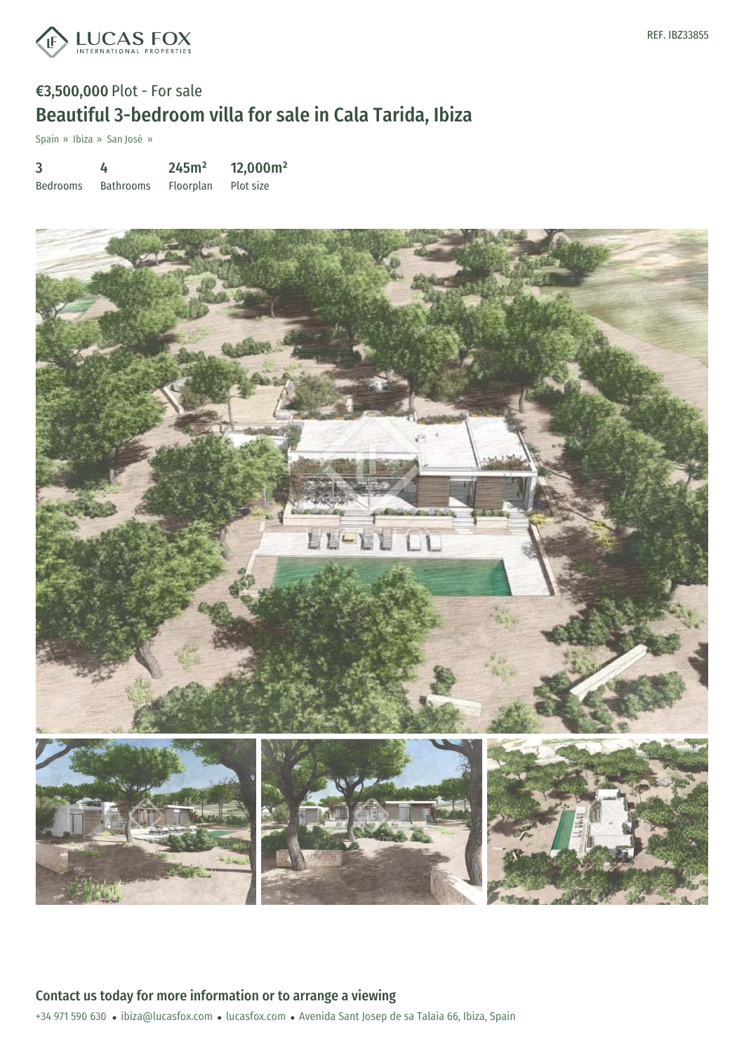LUCAS FOX INTERNATIONAL PROPERTIES

REF. IBZ33855

**€3,500,000** Plot - For sale

# Beautiful 3-bedroom villa for sale in Cala Tarida, Ibiza

Spain » Ibiza » San José »

| 3 | 4 | 245m² | 12,000m² |
|---|---|---|---|
| Bedrooms | Bathrooms | Floorplan | Plot size |

## Contact us today for more information or to arrange a viewing

+34 971 590 630 • ibiza@lucasfox.com • lucasfox.com • Avenida Sant Josep de sa Talaia 66, Ibiza, Spain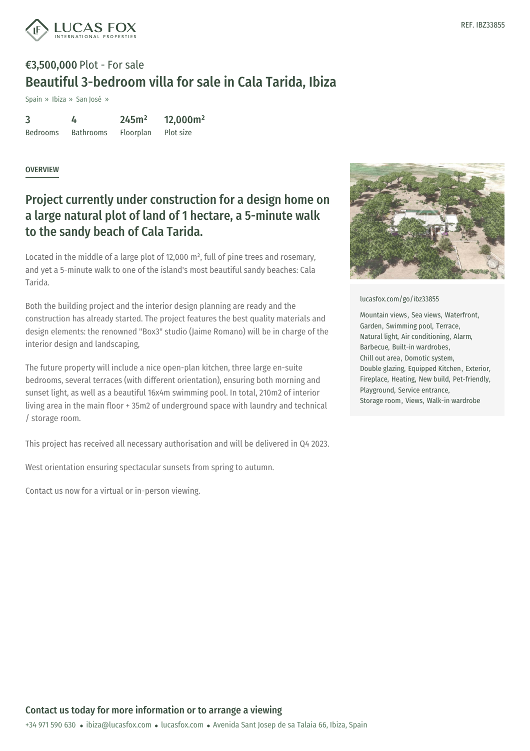**€3,500,000** Plot - For sale

# Beautiful 3-bedroom villa for sale in Cala Tarida, Ibiza

Spain » Ibiza » San José »

| 3 | 4 | 245m² | 12,000m² |
|---|---|---|---|
| Bedrooms | Bathrooms | Floorplan | Plot size |

## OVERVIEW

## Project currently under construction for a design home on a large natural plot of land of 1 hectare, a 5-minute walk to the sandy beach of Cala Tarida.

Located in the middle of a large plot of 12,000 m², full of pine trees and rosemary, and yet a 5-minute walk to one of the island's most beautiful sandy beaches: Cala Tarida.

Both the building project and the interior design planning are ready and the construction has already started. The project features the best quality materials and design elements: the renowned "Box3" studio (Jaime Romano) will be in charge of the interior design and landscaping,

The future property will include a nice open-plan kitchen, three large en-suite bedrooms, several terraces (with different orientation), ensuring both morning and sunset light, as well as a beautiful 16x4m swimming pool. In total, 210m2 of interior living area in the main floor + 35m2 of underground space with laundry and technical / storage room.

This project has received all necessary authorisation and will be delivered in Q4 2023.

West orientation ensuring spectacular sunsets from spring to autumn.

Contact us now for a virtual or in-person viewing.

lucasfox.com/go/ibz33855

Mountain views, Sea views, Waterfront, Garden, Swimming pool, Terrace, Natural light, Air conditioning, Alarm, Barbecue, Built-in wardrobes, Chill out area, Domotic system, Double glazing, Equipped Kitchen, Exterior, Fireplace, Heating, New build, Pet-friendly, Playground, Service entrance, Storage room, Views, Walk-in wardrobe

**Contact us today for more information or to arrange a viewing**

+34 971 590 630 • ibiza@lucasfox.com • lucasfox.com • Avenida Sant Josep de sa Talaia 66, Ibiza, Spain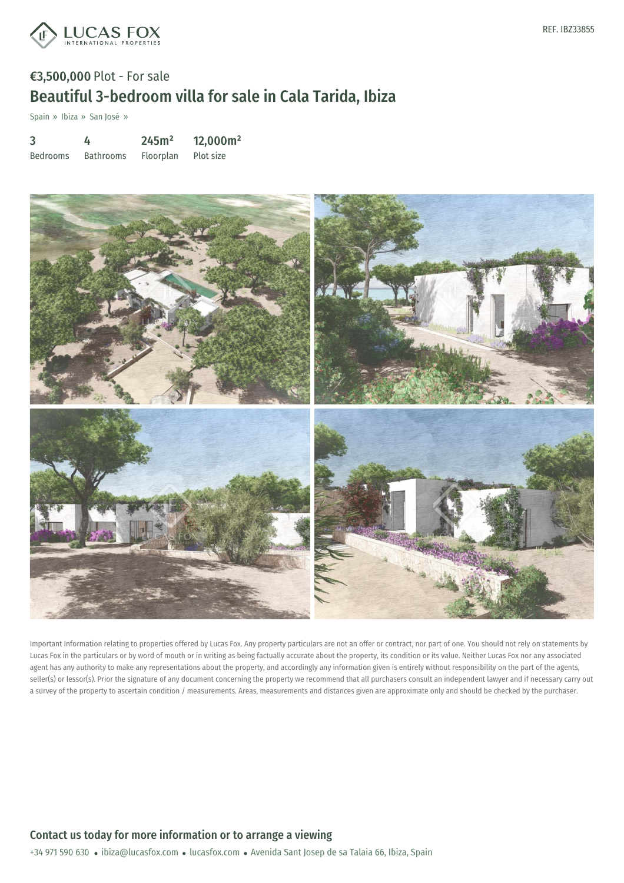REF. IBZ33855

**€3,500,000** Plot - For sale

# Beautiful 3-bedroom villa for sale in Cala Tarida, Ibiza

Spain » Ibiza » San José »

| 3 | 4 | 245m² | 12,000m² |
|---|---|---|---|
| Bedrooms | Bathrooms | Floorplan | Plot size |

Important Information relating to properties offered by Lucas Fox. Any property particulars are not an offer or contract, nor part of one. You should not rely on statements by Lucas Fox in the particulars or by word of mouth or in writing as being factually accurate about the property, its condition or its value. Neither Lucas Fox nor any associated agent has any authority to make any representations about the property, and accordingly any information given is entirely without responsibility on the part of the agents, seller(s) or lessor(s). Prior the signature of any document concerning the property we recommend that all purchasers consult an independent lawyer and if necessary carry out a survey of the property to ascertain condition / measurements. Areas, measurements and distances given are approximate only and should be checked by the purchaser.

## Contact us today for more information or to arrange a viewing

+34 971 590 630 • ibiza@lucasfox.com • lucasfox.com • Avenida Sant Josep de sa Talaia 66, Ibiza, Spain